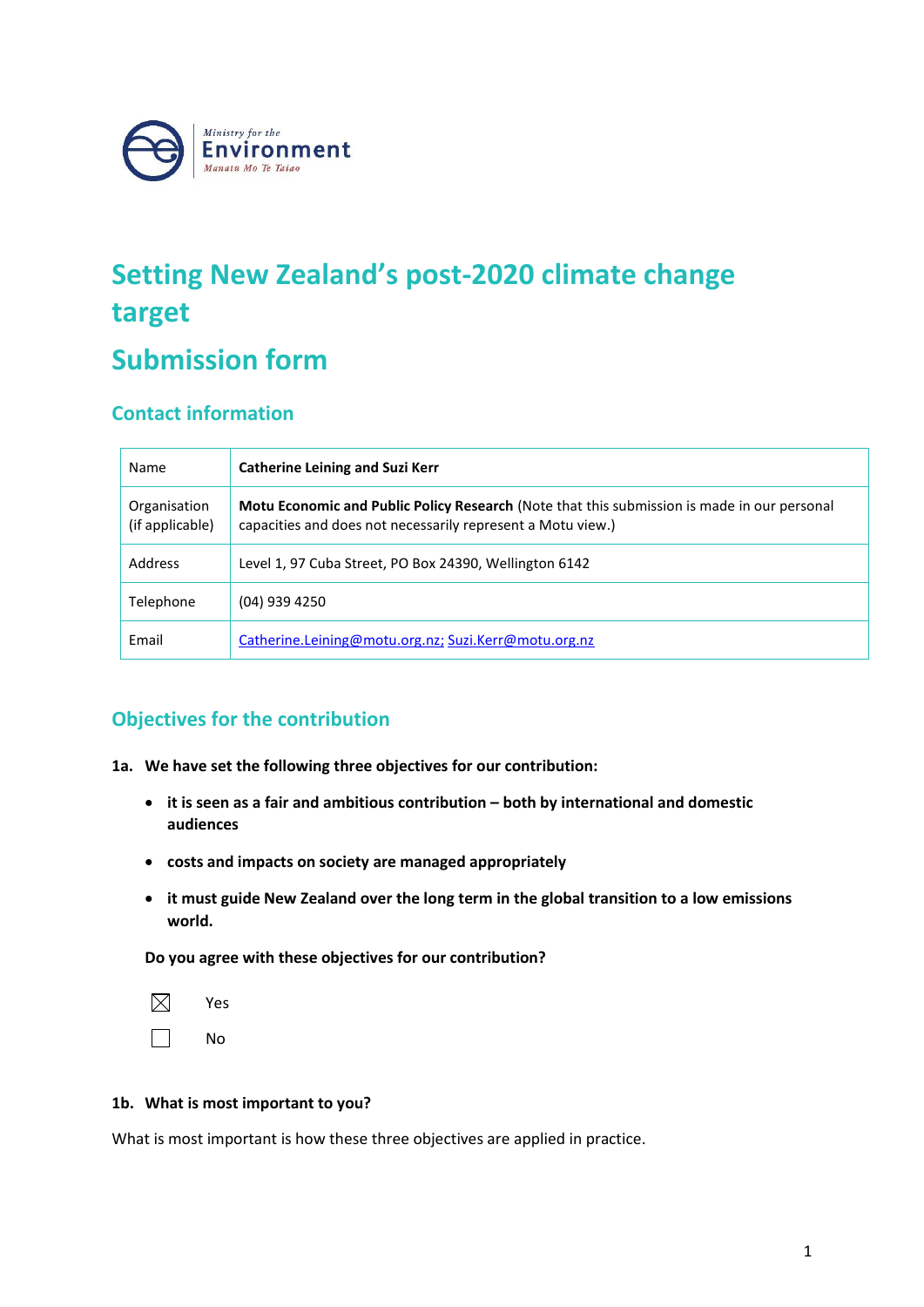Ministry for the
Environment
Manatu Mo Te Taiao

# Setting New Zealand's post-2020 climate change target

# Submission form

## Contact information

| | |
|---|---|
| Name | **Catherine Leining and Suzi Kerr** |
| Organisation (if applicable) | **Motu Economic and Public Policy Research** (Note that this submission is made in our personal capacities and does not necessarily represent a Motu view.) |
| Address | Level 1, 97 Cuba Street, PO Box 24390, Wellington 6142 |
| Telephone | (04) 939 4250 |
| Email | Catherine.Leining@motu.org.nz; Suzi.Kerr@motu.org.nz |

## Objectives for the contribution

**1a. We have set the following three objectives for our contribution:**

- **it is seen as a fair and ambitious contribution – both by international and domestic audiences**
- **costs and impacts on society are managed appropriately**
- **it must guide New Zealand over the long term in the global transition to a low emissions world.**

**Do you agree with these objectives for our contribution?**

☒ Yes

☐ No

**1b. What is most important to you?**

What is most important is how these three objectives are applied in practice.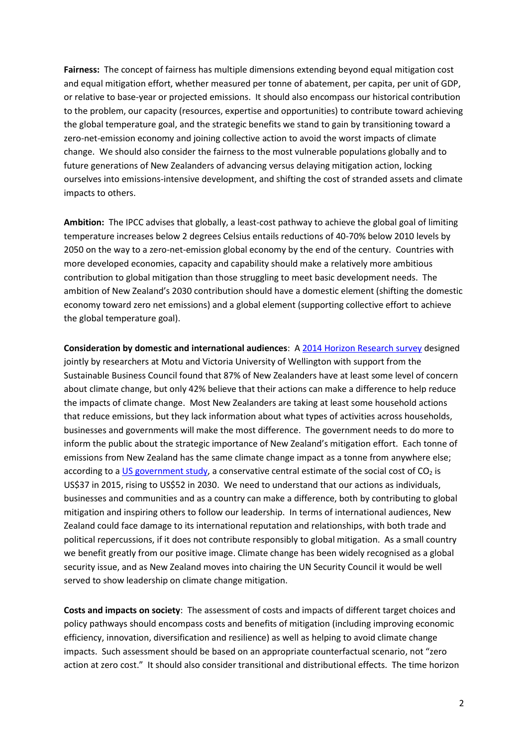**Fairness:** The concept of fairness has multiple dimensions extending beyond equal mitigation cost and equal mitigation effort, whether measured per tonne of abatement, per capita, per unit of GDP, or relative to base-year or projected emissions. It should also encompass our historical contribution to the problem, our capacity (resources, expertise and opportunities) to contribute toward achieving the global temperature goal, and the strategic benefits we stand to gain by transitioning toward a zero-net-emission economy and joining collective action to avoid the worst impacts of climate change. We should also consider the fairness to the most vulnerable populations globally and to future generations of New Zealanders of advancing versus delaying mitigation action, locking ourselves into emissions-intensive development, and shifting the cost of stranded assets and climate impacts to others.

**Ambition:** The IPCC advises that globally, a least-cost pathway to achieve the global goal of limiting temperature increases below 2 degrees Celsius entails reductions of 40-70% below 2010 levels by 2050 on the way to a zero-net-emission global economy by the end of the century. Countries with more developed economies, capacity and capability should make a relatively more ambitious contribution to global mitigation than those struggling to meet basic development needs. The ambition of New Zealand's 2030 contribution should have a domestic element (shifting the domestic economy toward zero net emissions) and a global element (supporting collective effort to achieve the global temperature goal).

**Consideration by domestic and international audiences**: A [2014 Horizon Research survey] designed jointly by researchers at Motu and Victoria University of Wellington with support from the Sustainable Business Council found that 87% of New Zealanders have at least some level of concern about climate change, but only 42% believe that their actions can make a difference to help reduce the impacts of climate change. Most New Zealanders are taking at least some household actions that reduce emissions, but they lack information about what types of activities across households, businesses and governments will make the most difference. The government needs to do more to inform the public about the strategic importance of New Zealand's mitigation effort. Each tonne of emissions from New Zealand has the same climate change impact as a tonne from anywhere else; according to a [US government study], a conservative central estimate of the social cost of $CO_2$ is US$37 in 2015, rising to US$52 in 2030. We need to understand that our actions as individuals, businesses and communities and as a country can make a difference, both by contributing to global mitigation and inspiring others to follow our leadership. In terms of international audiences, New Zealand could face damage to its international reputation and relationships, with both trade and political repercussions, if it does not contribute responsibly to global mitigation. As a small country we benefit greatly from our positive image. Climate change has been widely recognised as a global security issue, and as New Zealand moves into chairing the UN Security Council it would be well served to show leadership on climate change mitigation.

**Costs and impacts on society**: The assessment of costs and impacts of different target choices and policy pathways should encompass costs and benefits of mitigation (including improving economic efficiency, innovation, diversification and resilience) as well as helping to avoid climate change impacts. Such assessment should be based on an appropriate counterfactual scenario, not "zero action at zero cost." It should also consider transitional and distributional effects. The time horizon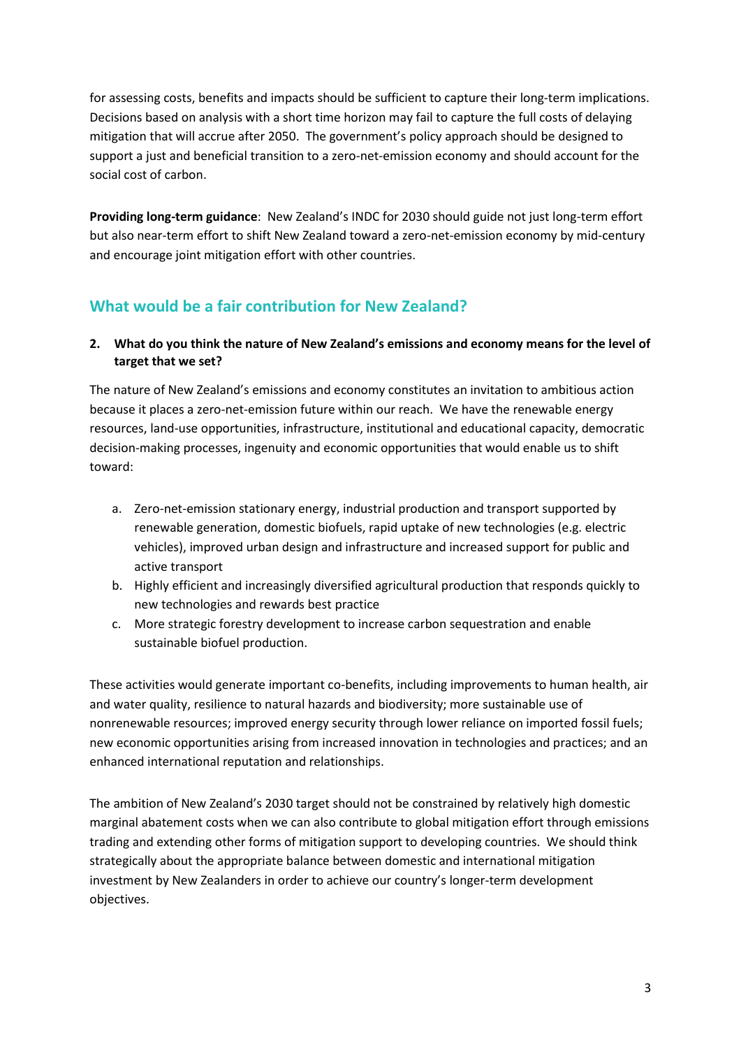for assessing costs, benefits and impacts should be sufficient to capture their long-term implications. Decisions based on analysis with a short time horizon may fail to capture the full costs of delaying mitigation that will accrue after 2050. The government's policy approach should be designed to support a just and beneficial transition to a zero-net-emission economy and should account for the social cost of carbon.

**Providing long-term guidance**: New Zealand's INDC for 2030 should guide not just long-term effort but also near-term effort to shift New Zealand toward a zero-net-emission economy by mid-century and encourage joint mitigation effort with other countries.

## What would be a fair contribution for New Zealand?

**2. What do you think the nature of New Zealand's emissions and economy means for the level of target that we set?**

The nature of New Zealand's emissions and economy constitutes an invitation to ambitious action because it places a zero-net-emission future within our reach. We have the renewable energy resources, land-use opportunities, infrastructure, institutional and educational capacity, democratic decision-making processes, ingenuity and economic opportunities that would enable us to shift toward:

a. Zero-net-emission stationary energy, industrial production and transport supported by renewable generation, domestic biofuels, rapid uptake of new technologies (e.g. electric vehicles), improved urban design and infrastructure and increased support for public and active transport
b. Highly efficient and increasingly diversified agricultural production that responds quickly to new technologies and rewards best practice
c. More strategic forestry development to increase carbon sequestration and enable sustainable biofuel production.

These activities would generate important co-benefits, including improvements to human health, air and water quality, resilience to natural hazards and biodiversity; more sustainable use of nonrenewable resources; improved energy security through lower reliance on imported fossil fuels; new economic opportunities arising from increased innovation in technologies and practices; and an enhanced international reputation and relationships.

The ambition of New Zealand's 2030 target should not be constrained by relatively high domestic marginal abatement costs when we can also contribute to global mitigation effort through emissions trading and extending other forms of mitigation support to developing countries. We should think strategically about the appropriate balance between domestic and international mitigation investment by New Zealanders in order to achieve our country's longer-term development objectives.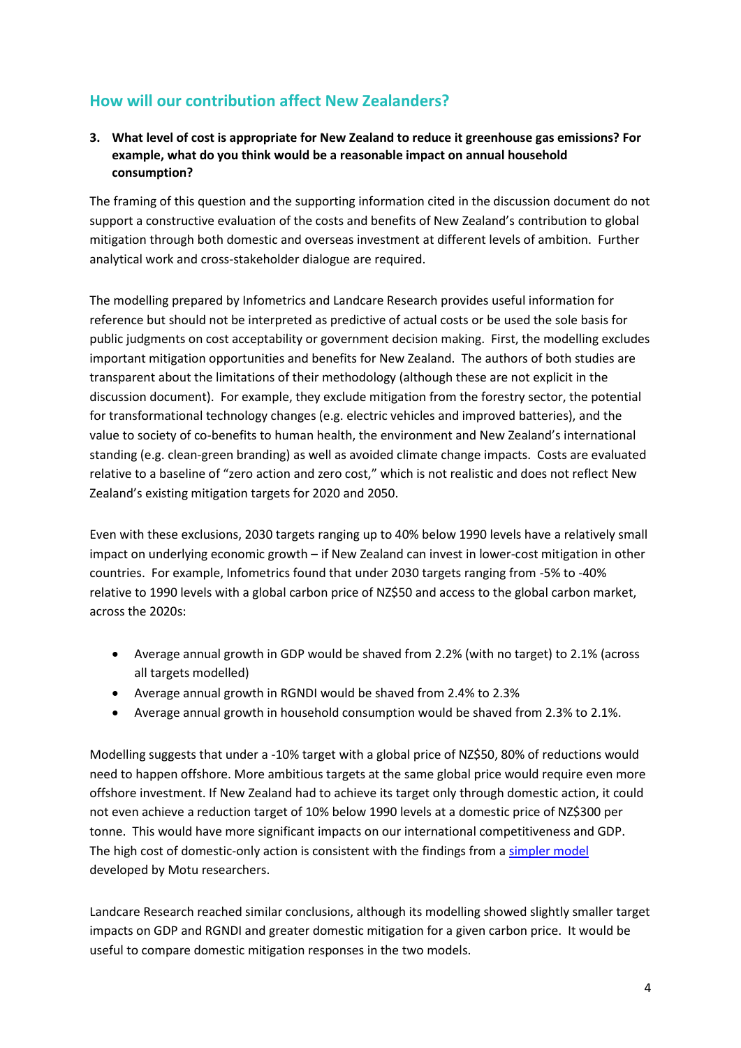## How will our contribution affect New Zealanders?

**3. What level of cost is appropriate for New Zealand to reduce it greenhouse gas emissions? For example, what do you think would be a reasonable impact on annual household consumption?**

The framing of this question and the supporting information cited in the discussion document do not support a constructive evaluation of the costs and benefits of New Zealand's contribution to global mitigation through both domestic and overseas investment at different levels of ambition. Further analytical work and cross-stakeholder dialogue are required.

The modelling prepared by Infometrics and Landcare Research provides useful information for reference but should not be interpreted as predictive of actual costs or be used the sole basis for public judgments on cost acceptability or government decision making. First, the modelling excludes important mitigation opportunities and benefits for New Zealand. The authors of both studies are transparent about the limitations of their methodology (although these are not explicit in the discussion document). For example, they exclude mitigation from the forestry sector, the potential for transformational technology changes (e.g. electric vehicles and improved batteries), and the value to society of co-benefits to human health, the environment and New Zealand's international standing (e.g. clean-green branding) as well as avoided climate change impacts. Costs are evaluated relative to a baseline of "zero action and zero cost," which is not realistic and does not reflect New Zealand's existing mitigation targets for 2020 and 2050.

Even with these exclusions, 2030 targets ranging up to 40% below 1990 levels have a relatively small impact on underlying economic growth – if New Zealand can invest in lower-cost mitigation in other countries. For example, Infometrics found that under 2030 targets ranging from -5% to -40% relative to 1990 levels with a global carbon price of NZ$50 and access to the global carbon market, across the 2020s:

- Average annual growth in GDP would be shaved from 2.2% (with no target) to 2.1% (across all targets modelled)
- Average annual growth in RGNDI would be shaved from 2.4% to 2.3%
- Average annual growth in household consumption would be shaved from 2.3% to 2.1%.

Modelling suggests that under a -10% target with a global price of NZ$50, 80% of reductions would need to happen offshore. More ambitious targets at the same global price would require even more offshore investment. If New Zealand had to achieve its target only through domestic action, it could not even achieve a reduction target of 10% below 1990 levels at a domestic price of NZ$300 per tonne. This would have more significant impacts on our international competitiveness and GDP. The high cost of domestic-only action is consistent with the findings from a simpler model developed by Motu researchers.

Landcare Research reached similar conclusions, although its modelling showed slightly smaller target impacts on GDP and RGNDI and greater domestic mitigation for a given carbon price. It would be useful to compare domestic mitigation responses in the two models.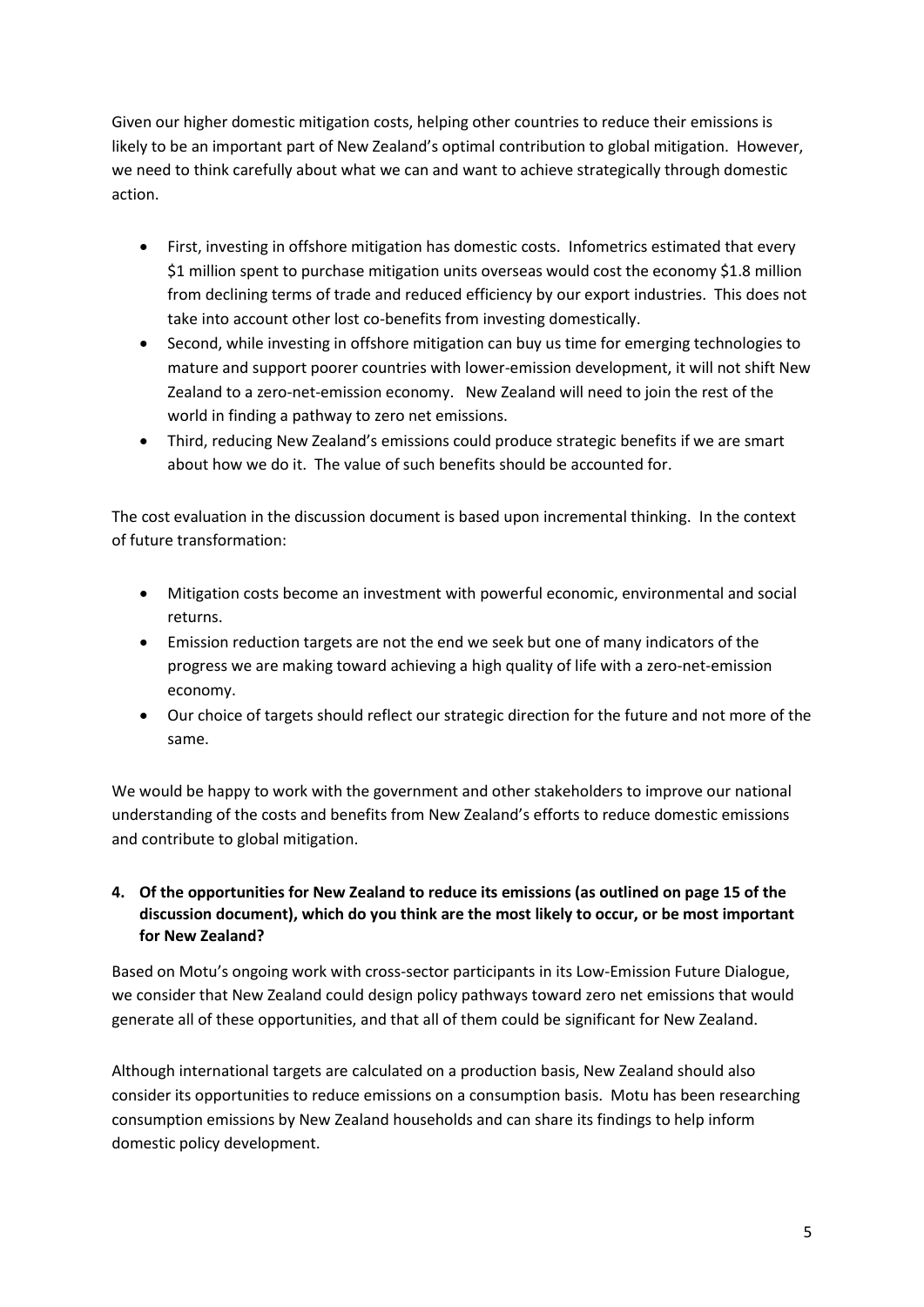Given our higher domestic mitigation costs, helping other countries to reduce their emissions is likely to be an important part of New Zealand's optimal contribution to global mitigation. However, we need to think carefully about what we can and want to achieve strategically through domestic action.

- First, investing in offshore mitigation has domestic costs. Infometrics estimated that every $1 million spent to purchase mitigation units overseas would cost the economy $1.8 million from declining terms of trade and reduced efficiency by our export industries. This does not take into account other lost co-benefits from investing domestically.
- Second, while investing in offshore mitigation can buy us time for emerging technologies to mature and support poorer countries with lower-emission development, it will not shift New Zealand to a zero-net-emission economy. New Zealand will need to join the rest of the world in finding a pathway to zero net emissions.
- Third, reducing New Zealand's emissions could produce strategic benefits if we are smart about how we do it. The value of such benefits should be accounted for.

The cost evaluation in the discussion document is based upon incremental thinking. In the context of future transformation:

- Mitigation costs become an investment with powerful economic, environmental and social returns.
- Emission reduction targets are not the end we seek but one of many indicators of the progress we are making toward achieving a high quality of life with a zero-net-emission economy.
- Our choice of targets should reflect our strategic direction for the future and not more of the same.

We would be happy to work with the government and other stakeholders to improve our national understanding of the costs and benefits from New Zealand's efforts to reduce domestic emissions and contribute to global mitigation.

**4. Of the opportunities for New Zealand to reduce its emissions (as outlined on page 15 of the discussion document), which do you think are the most likely to occur, or be most important for New Zealand?**

Based on Motu's ongoing work with cross-sector participants in its Low-Emission Future Dialogue, we consider that New Zealand could design policy pathways toward zero net emissions that would generate all of these opportunities, and that all of them could be significant for New Zealand.

Although international targets are calculated on a production basis, New Zealand should also consider its opportunities to reduce emissions on a consumption basis. Motu has been researching consumption emissions by New Zealand households and can share its findings to help inform domestic policy development.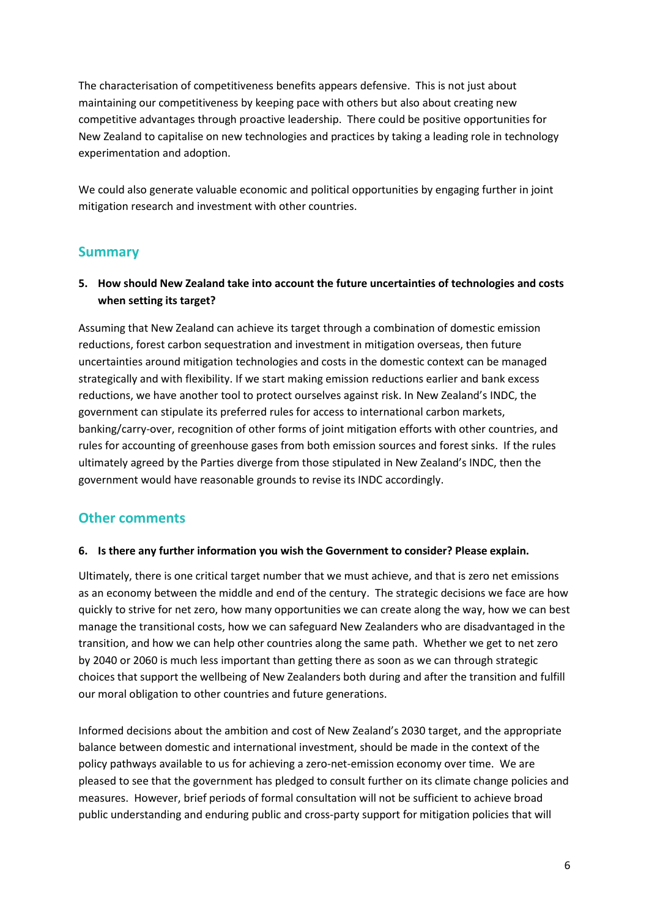The characterisation of competitiveness benefits appears defensive. This is not just about maintaining our competitiveness by keeping pace with others but also about creating new competitive advantages through proactive leadership. There could be positive opportunities for New Zealand to capitalise on new technologies and practices by taking a leading role in technology experimentation and adoption.

We could also generate valuable economic and political opportunities by engaging further in joint mitigation research and investment with other countries.

## Summary

**5. How should New Zealand take into account the future uncertainties of technologies and costs when setting its target?**

Assuming that New Zealand can achieve its target through a combination of domestic emission reductions, forest carbon sequestration and investment in mitigation overseas, then future uncertainties around mitigation technologies and costs in the domestic context can be managed strategically and with flexibility. If we start making emission reductions earlier and bank excess reductions, we have another tool to protect ourselves against risk. In New Zealand's INDC, the government can stipulate its preferred rules for access to international carbon markets, banking/carry-over, recognition of other forms of joint mitigation efforts with other countries, and rules for accounting of greenhouse gases from both emission sources and forest sinks. If the rules ultimately agreed by the Parties diverge from those stipulated in New Zealand's INDC, then the government would have reasonable grounds to revise its INDC accordingly.

## Other comments

**6. Is there any further information you wish the Government to consider? Please explain.**

Ultimately, there is one critical target number that we must achieve, and that is zero net emissions as an economy between the middle and end of the century. The strategic decisions we face are how quickly to strive for net zero, how many opportunities we can create along the way, how we can best manage the transitional costs, how we can safeguard New Zealanders who are disadvantaged in the transition, and how we can help other countries along the same path. Whether we get to net zero by 2040 or 2060 is much less important than getting there as soon as we can through strategic choices that support the wellbeing of New Zealanders both during and after the transition and fulfill our moral obligation to other countries and future generations.

Informed decisions about the ambition and cost of New Zealand's 2030 target, and the appropriate balance between domestic and international investment, should be made in the context of the policy pathways available to us for achieving a zero-net-emission economy over time. We are pleased to see that the government has pledged to consult further on its climate change policies and measures. However, brief periods of formal consultation will not be sufficient to achieve broad public understanding and enduring public and cross-party support for mitigation policies that will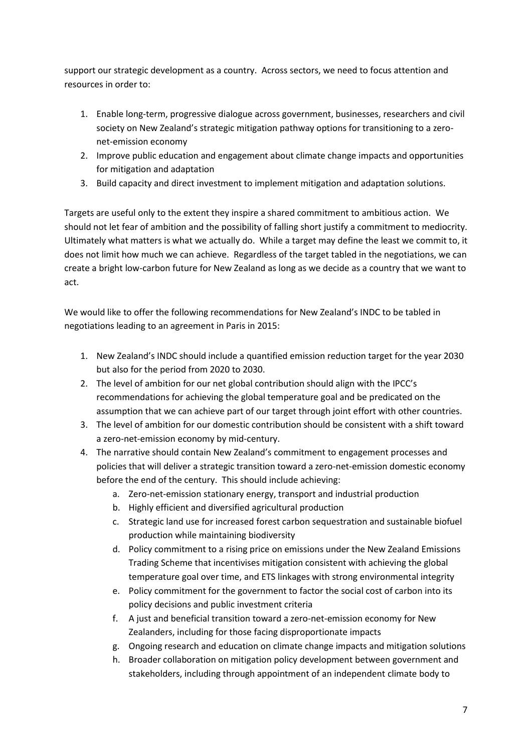support our strategic development as a country. Across sectors, we need to focus attention and resources in order to:

1. Enable long-term, progressive dialogue across government, businesses, researchers and civil society on New Zealand's strategic mitigation pathway options for transitioning to a zero-net-emission economy
2. Improve public education and engagement about climate change impacts and opportunities for mitigation and adaptation
3. Build capacity and direct investment to implement mitigation and adaptation solutions.

Targets are useful only to the extent they inspire a shared commitment to ambitious action. We should not let fear of ambition and the possibility of falling short justify a commitment to mediocrity. Ultimately what matters is what we actually do. While a target may define the least we commit to, it does not limit how much we can achieve. Regardless of the target tabled in the negotiations, we can create a bright low-carbon future for New Zealand as long as we decide as a country that we want to act.

We would like to offer the following recommendations for New Zealand's INDC to be tabled in negotiations leading to an agreement in Paris in 2015:

1. New Zealand's INDC should include a quantified emission reduction target for the year 2030 but also for the period from 2020 to 2030.
2. The level of ambition for our net global contribution should align with the IPCC's recommendations for achieving the global temperature goal and be predicated on the assumption that we can achieve part of our target through joint effort with other countries.
3. The level of ambition for our domestic contribution should be consistent with a shift toward a zero-net-emission economy by mid-century.
4. The narrative should contain New Zealand's commitment to engagement processes and policies that will deliver a strategic transition toward a zero-net-emission domestic economy before the end of the century. This should include achieving:
    a. Zero-net-emission stationary energy, transport and industrial production
    b. Highly efficient and diversified agricultural production
    c. Strategic land use for increased forest carbon sequestration and sustainable biofuel production while maintaining biodiversity
    d. Policy commitment to a rising price on emissions under the New Zealand Emissions Trading Scheme that incentivises mitigation consistent with achieving the global temperature goal over time, and ETS linkages with strong environmental integrity
    e. Policy commitment for the government to factor the social cost of carbon into its policy decisions and public investment criteria
    f. A just and beneficial transition toward a zero-net-emission economy for New Zealanders, including for those facing disproportionate impacts
    g. Ongoing research and education on climate change impacts and mitigation solutions
    h. Broader collaboration on mitigation policy development between government and stakeholders, including through appointment of an independent climate body to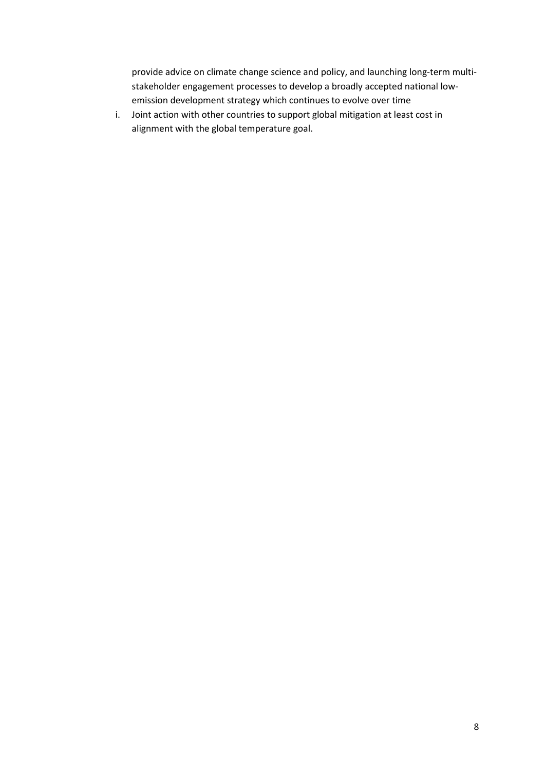provide advice on climate change science and policy, and launching long-term multi-stakeholder engagement processes to develop a broadly accepted national low-emission development strategy which continues to evolve over time

i. Joint action with other countries to support global mitigation at least cost in alignment with the global temperature goal.